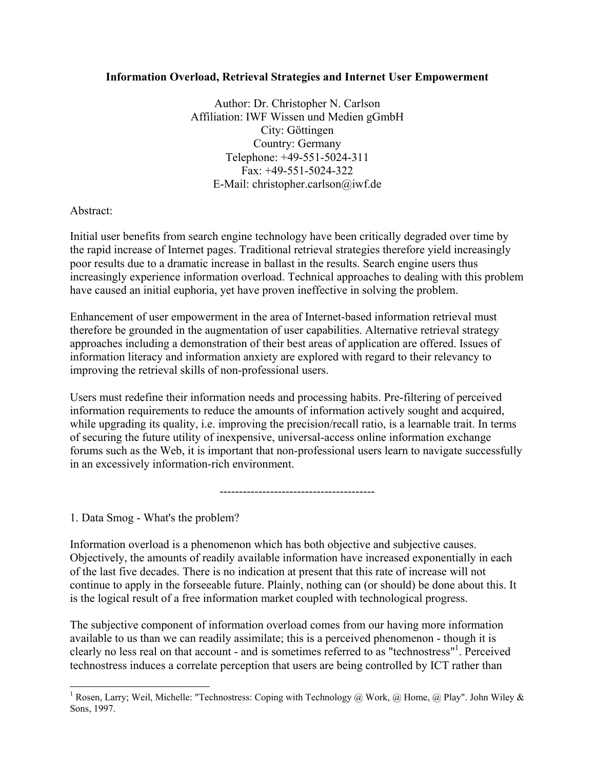# Information Overload, Retrieval Strategies and Internet User Empowerment

Author: Dr. Christopher N. Carlson
Affiliation: IWF Wissen und Medien gGmbH
City: Göttingen
Country: Germany
Telephone: +49-551-5024-311
Fax: +49-551-5024-322
E-Mail: christopher.carlson@iwf.de

Abstract:

Initial user benefits from search engine technology have been critically degraded over time by the rapid increase of Internet pages. Traditional retrieval strategies therefore yield increasingly poor results due to a dramatic increase in ballast in the results. Search engine users thus increasingly experience information overload. Technical approaches to dealing with this problem have caused an initial euphoria, yet have proven ineffective in solving the problem.

Enhancement of user empowerment in the area of Internet-based information retrieval must therefore be grounded in the augmentation of user capabilities. Alternative retrieval strategy approaches including a demonstration of their best areas of application are offered. Issues of information literacy and information anxiety are explored with regard to their relevancy to improving the retrieval skills of non-professional users.

Users must redefine their information needs and processing habits. Pre-filtering of perceived information requirements to reduce the amounts of information actively sought and acquired, while upgrading its quality, i.e. improving the precision/recall ratio, is a learnable trait. In terms of securing the future utility of inexpensive, universal-access online information exchange forums such as the Web, it is important that non-professional users learn to navigate successfully in an excessively information-rich environment.

---------------------------------------

## 1. Data Smog - What's the problem?

Information overload is a phenomenon which has both objective and subjective causes. Objectively, the amounts of readily available information have increased exponentially in each of the last five decades. There is no indication at present that this rate of increase will not continue to apply in the forseeable future. Plainly, nothing can (or should) be done about this. It is the logical result of a free information market coupled with technological progress.

The subjective component of information overload comes from our having more information available to us than we can readily assimilate; this is a perceived phenomenon - though it is clearly no less real on that account - and is sometimes referred to as "technostress"[1]. Perceived technostress induces a correlate perception that users are being controlled by ICT rather than

[1] Rosen, Larry; Weil, Michelle: "Technostress: Coping with Technology @ Work, @ Home, @ Play". John Wiley & Sons, 1997.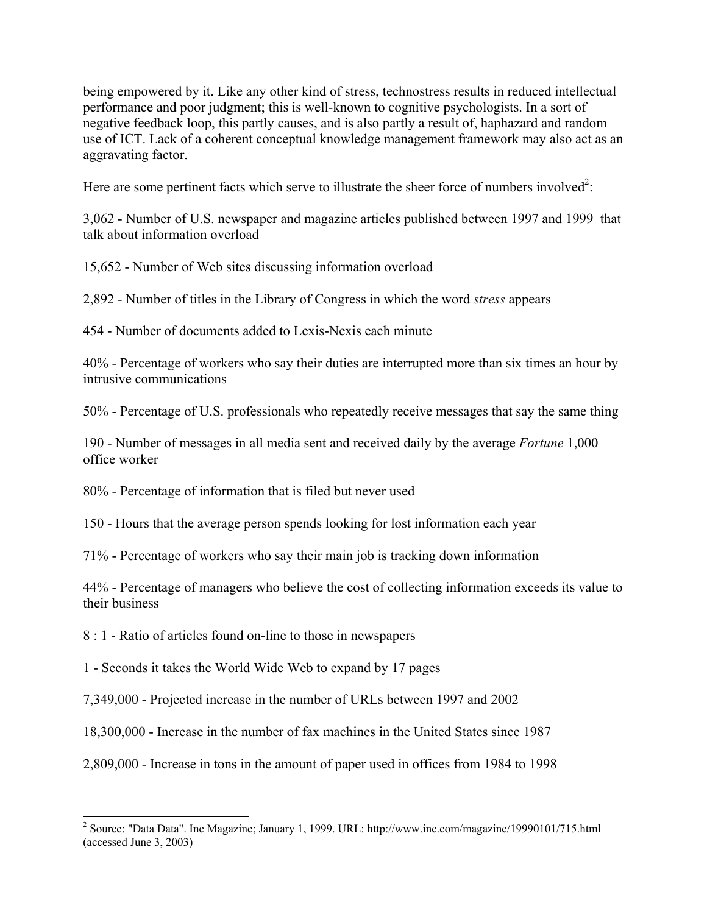being empowered by it. Like any other kind of stress, technostress results in reduced intellectual performance and poor judgment; this is well-known to cognitive psychologists. In a sort of negative feedback loop, this partly causes, and is also partly a result of, haphazard and random use of ICT. Lack of a coherent conceptual knowledge management framework may also act as an aggravating factor.

Here are some pertinent facts which serve to illustrate the sheer force of numbers involved[2]:

3,062 - Number of U.S. newspaper and magazine articles published between 1997 and 1999 that talk about information overload

15,652 - Number of Web sites discussing information overload

2,892 - Number of titles in the Library of Congress in which the word *stress* appears

454 - Number of documents added to Lexis-Nexis each minute

40% - Percentage of workers who say their duties are interrupted more than six times an hour by intrusive communications

50% - Percentage of U.S. professionals who repeatedly receive messages that say the same thing

190 - Number of messages in all media sent and received daily by the average *Fortune* 1,000 office worker

80% - Percentage of information that is filed but never used

150 - Hours that the average person spends looking for lost information each year

71% - Percentage of workers who say their main job is tracking down information

44% - Percentage of managers who believe the cost of collecting information exceeds its value to their business

8 : 1 - Ratio of articles found on-line to those in newspapers

1 - Seconds it takes the World Wide Web to expand by 17 pages

7,349,000 - Projected increase in the number of URLs between 1997 and 2002

18,300,000 - Increase in the number of fax machines in the United States since 1987

2,809,000 - Increase in tons in the amount of paper used in offices from 1984 to 1998

---

[2] Source: "Data Data". Inc Magazine; January 1, 1999. URL: http://www.inc.com/magazine/19990101/715.html (accessed June 3, 2003)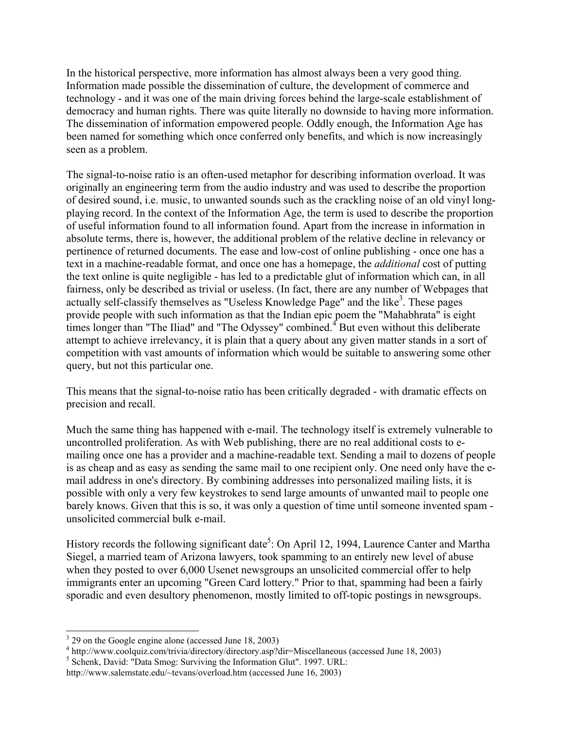In the historical perspective, more information has almost always been a very good thing. Information made possible the dissemination of culture, the development of commerce and technology - and it was one of the main driving forces behind the large-scale establishment of democracy and human rights. There was quite literally no downside to having more information. The dissemination of information empowered people. Oddly enough, the Information Age has been named for something which once conferred only benefits, and which is now increasingly seen as a problem.

The signal-to-noise ratio is an often-used metaphor for describing information overload. It was originally an engineering term from the audio industry and was used to describe the proportion of desired sound, i.e. music, to unwanted sounds such as the crackling noise of an old vinyl long-playing record. In the context of the Information Age, the term is used to describe the proportion of useful information found to all information found. Apart from the increase in information in absolute terms, there is, however, the additional problem of the relative decline in relevancy or pertinence of returned documents. The ease and low-cost of online publishing - once one has a text in a machine-readable format, and once one has a homepage, the *additional* cost of putting the text online is quite negligible - has led to a predictable glut of information which can, in all fairness, only be described as trivial or useless. (In fact, there are any number of Webpages that actually self-classify themselves as "Useless Knowledge Page" and the like[3]. These pages provide people with such information as that the Indian epic poem the "Mahabhrata" is eight times longer than "The Iliad" and "The Odyssey" combined.[4] But even without this deliberate attempt to achieve irrelevancy, it is plain that a query about any given matter stands in a sort of competition with vast amounts of information which would be suitable to answering some other query, but not this particular one.

This means that the signal-to-noise ratio has been critically degraded - with dramatic effects on precision and recall.

Much the same thing has happened with e-mail. The technology itself is extremely vulnerable to uncontrolled proliferation. As with Web publishing, there are no real additional costs to e-mailing once one has a provider and a machine-readable text. Sending a mail to dozens of people is as cheap and as easy as sending the same mail to one recipient only. One need only have the e-mail address in one's directory. By combining addresses into personalized mailing lists, it is possible with only a very few keystrokes to send large amounts of unwanted mail to people one barely knows. Given that this is so, it was only a question of time until someone invented spam - unsolicited commercial bulk e-mail.

History records the following significant date[5]: On April 12, 1994, Laurence Canter and Martha Siegel, a married team of Arizona lawyers, took spamming to an entirely new level of abuse when they posted to over 6,000 Usenet newsgroups an unsolicited commercial offer to help immigrants enter an upcoming "Green Card lottery." Prior to that, spamming had been a fairly sporadic and even desultory phenomenon, mostly limited to off-topic postings in newsgroups.

---

[3] 29 on the Google engine alone (accessed June 18, 2003)

[4] http://www.coolquiz.com/trivia/directory/directory.asp?dir=Miscellaneous (accessed June 18, 2003)

[5] Schenk, David: "Data Smog: Surviving the Information Glut". 1997. URL: http://www.salemstate.edu/~tevans/overload.htm (accessed June 16, 2003)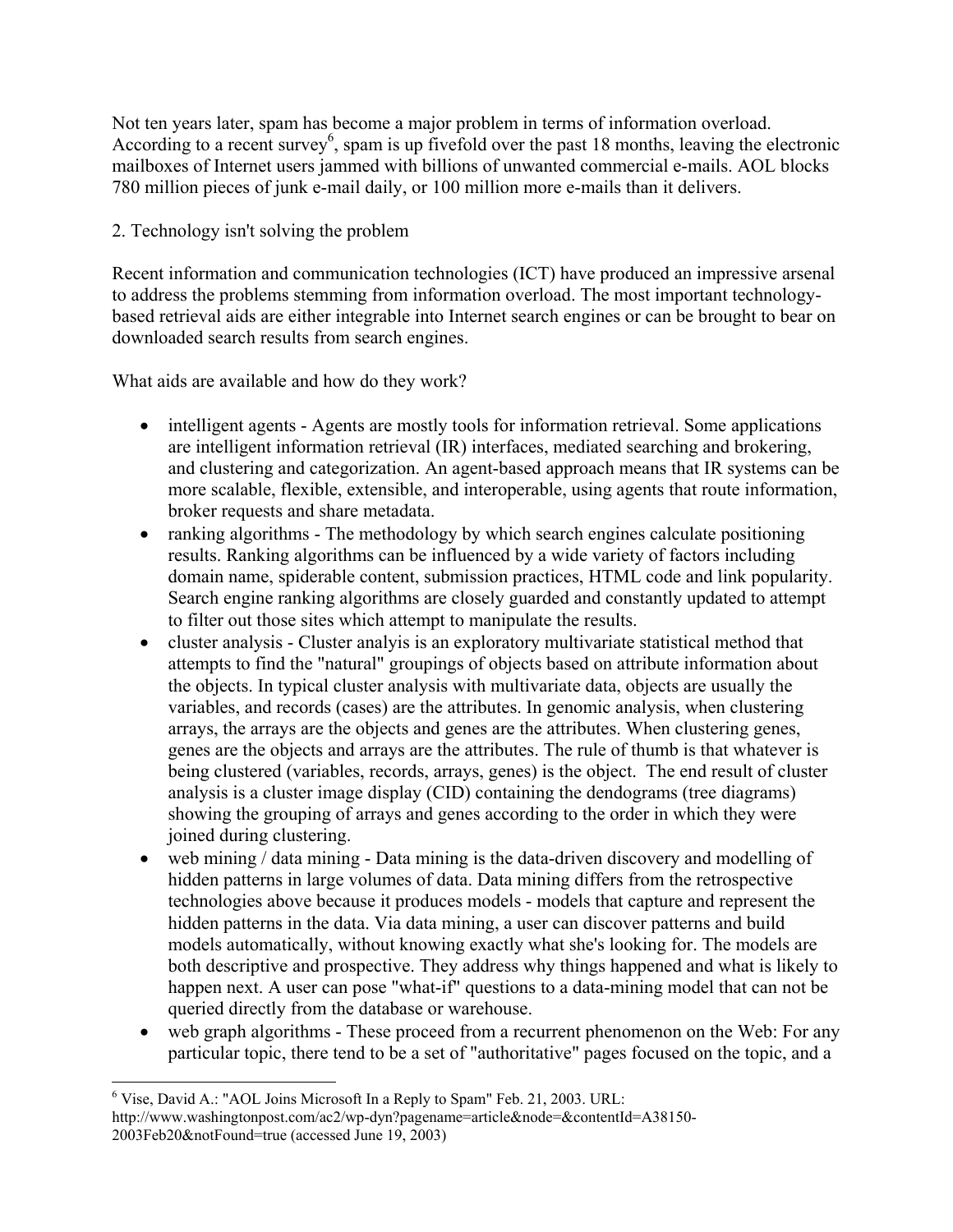Not ten years later, spam has become a major problem in terms of information overload. According to a recent survey[6], spam is up fivefold over the past 18 months, leaving the electronic mailboxes of Internet users jammed with billions of unwanted commercial e-mails. AOL blocks 780 million pieces of junk e-mail daily, or 100 million more e-mails than it delivers.

## 2. Technology isn't solving the problem

Recent information and communication technologies (ICT) have produced an impressive arsenal to address the problems stemming from information overload. The most important technology-based retrieval aids are either integrable into Internet search engines or can be brought to bear on downloaded search results from search engines.

What aids are available and how do they work?

- intelligent agents - Agents are mostly tools for information retrieval. Some applications are intelligent information retrieval (IR) interfaces, mediated searching and brokering, and clustering and categorization. An agent-based approach means that IR systems can be more scalable, flexible, extensible, and interoperable, using agents that route information, broker requests and share metadata.
- ranking algorithms - The methodology by which search engines calculate positioning results. Ranking algorithms can be influenced by a wide variety of factors including domain name, spiderable content, submission practices, HTML code and link popularity. Search engine ranking algorithms are closely guarded and constantly updated to attempt to filter out those sites which attempt to manipulate the results.
- cluster analysis - Cluster analyis is an exploratory multivariate statistical method that attempts to find the "natural" groupings of objects based on attribute information about the objects. In typical cluster analysis with multivariate data, objects are usually the variables, and records (cases) are the attributes. In genomic analysis, when clustering arrays, the arrays are the objects and genes are the attributes. When clustering genes, genes are the objects and arrays are the attributes. The rule of thumb is that whatever is being clustered (variables, records, arrays, genes) is the object. The end result of cluster analysis is a cluster image display (CID) containing the dendograms (tree diagrams) showing the grouping of arrays and genes according to the order in which they were joined during clustering.
- web mining / data mining - Data mining is the data-driven discovery and modelling of hidden patterns in large volumes of data. Data mining differs from the retrospective technologies above because it produces models - models that capture and represent the hidden patterns in the data. Via data mining, a user can discover patterns and build models automatically, without knowing exactly what she's looking for. The models are both descriptive and prospective. They address why things happened and what is likely to happen next. A user can pose "what-if" questions to a data-mining model that can not be queried directly from the database or warehouse.
- web graph algorithms - These proceed from a recurrent phenomenon on the Web: For any particular topic, there tend to be a set of "authoritative" pages focused on the topic, and a

[6] Vise, David A.: "AOL Joins Microsoft In a Reply to Spam" Feb. 21, 2003. URL: http://www.washingtonpost.com/ac2/wp-dyn?pagename=article&node=&contentId=A38150-2003Feb20&notFound=true (accessed June 19, 2003)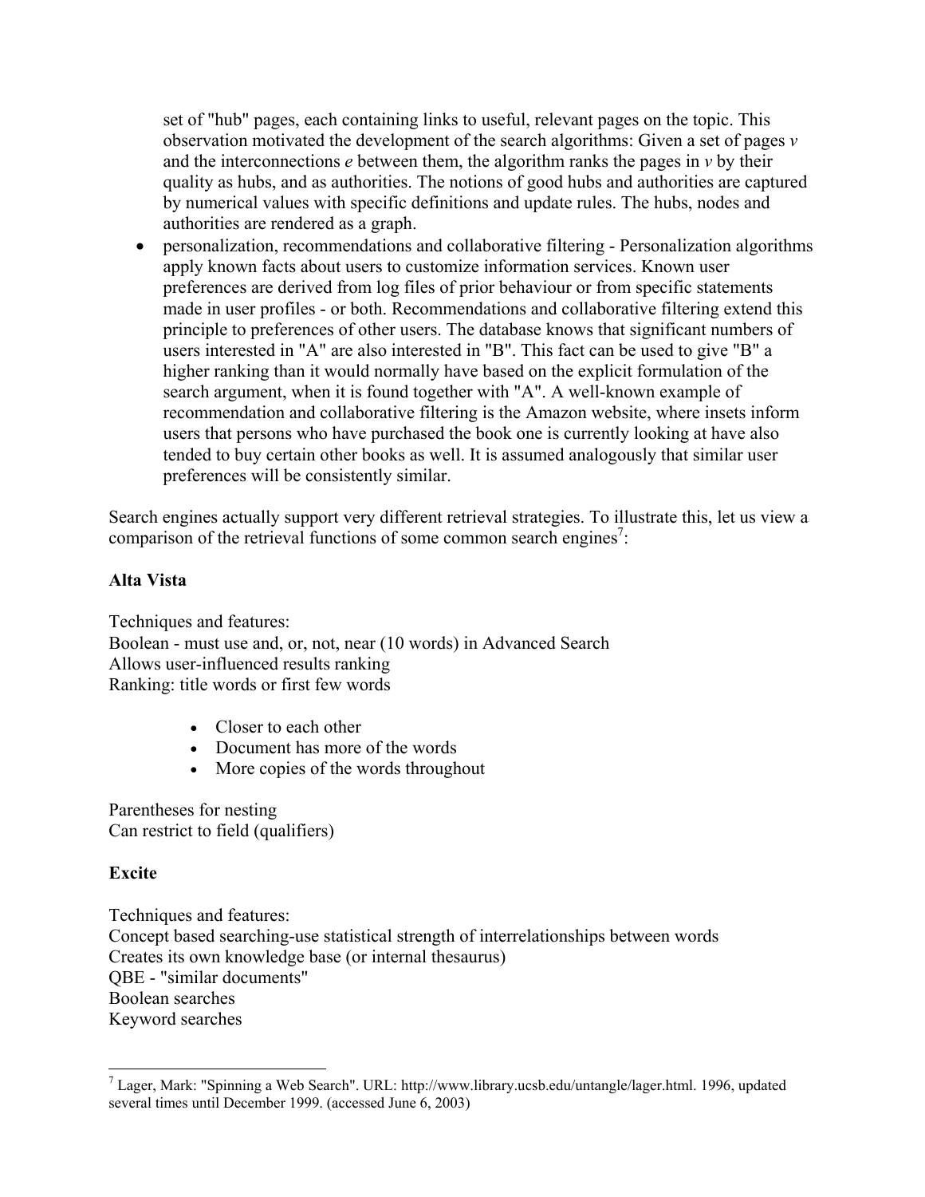set of "hub" pages, each containing links to useful, relevant pages on the topic. This observation motivated the development of the search algorithms: Given a set of pages *v* and the interconnections *e* between them, the algorithm ranks the pages in *v* by their quality as hubs, and as authorities. The notions of good hubs and authorities are captured by numerical values with specific definitions and update rules. The hubs, nodes and authorities are rendered as a graph.

- personalization, recommendations and collaborative filtering - Personalization algorithms apply known facts about users to customize information services. Known user preferences are derived from log files of prior behaviour or from specific statements made in user profiles - or both. Recommendations and collaborative filtering extend this principle to preferences of other users. The database knows that significant numbers of users interested in "A" are also interested in "B". This fact can be used to give "B" a higher ranking than it would normally have based on the explicit formulation of the search argument, when it is found together with "A". A well-known example of recommendation and collaborative filtering is the Amazon website, where insets inform users that persons who have purchased the book one is currently looking at have also tended to buy certain other books as well. It is assumed analogously that similar user preferences will be consistently similar.

Search engines actually support very different retrieval strategies. To illustrate this, let us view a comparison of the retrieval functions of some common search engines[7]:

**Alta Vista**

Techniques and features:
Boolean - must use and, or, not, near (10 words) in Advanced Search
Allows user-influenced results ranking
Ranking: title words or first few words

- Closer to each other
- Document has more of the words
- More copies of the words throughout

Parentheses for nesting
Can restrict to field (qualifiers)

**Excite**

Techniques and features:
Concept based searching-use statistical strength of interrelationships between words
Creates its own knowledge base (or internal thesaurus)
QBE - "similar documents"
Boolean searches
Keyword searches

[7] Lager, Mark: "Spinning a Web Search". URL: http://www.library.ucsb.edu/untangle/lager.html. 1996, updated several times until December 1999. (accessed June 6, 2003)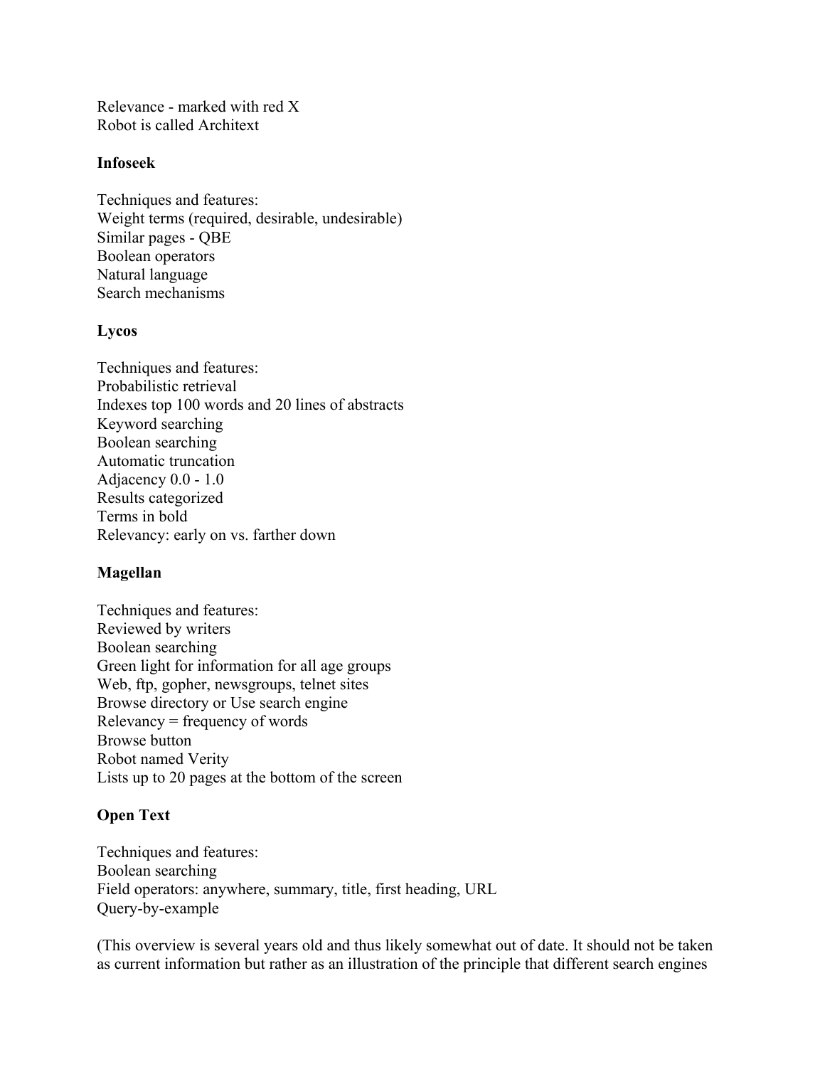Relevance - marked with red X
Robot is called Architext

**Infoseek**

Techniques and features:
Weight terms (required, desirable, undesirable)
Similar pages - QBE
Boolean operators
Natural language
Search mechanisms

**Lycos**

Techniques and features:
Probabilistic retrieval
Indexes top 100 words and 20 lines of abstracts
Keyword searching
Boolean searching
Automatic truncation
Adjacency 0.0 - 1.0
Results categorized
Terms in bold
Relevancy: early on vs. farther down

**Magellan**

Techniques and features:
Reviewed by writers
Boolean searching
Green light for information for all age groups
Web, ftp, gopher, newsgroups, telnet sites
Browse directory or Use search engine
Relevancy = frequency of words
Browse button
Robot named Verity
Lists up to 20 pages at the bottom of the screen

**Open Text**

Techniques and features:
Boolean searching
Field operators: anywhere, summary, title, first heading, URL
Query-by-example

(This overview is several years old and thus likely somewhat out of date. It should not be taken as current information but rather as an illustration of the principle that different search engines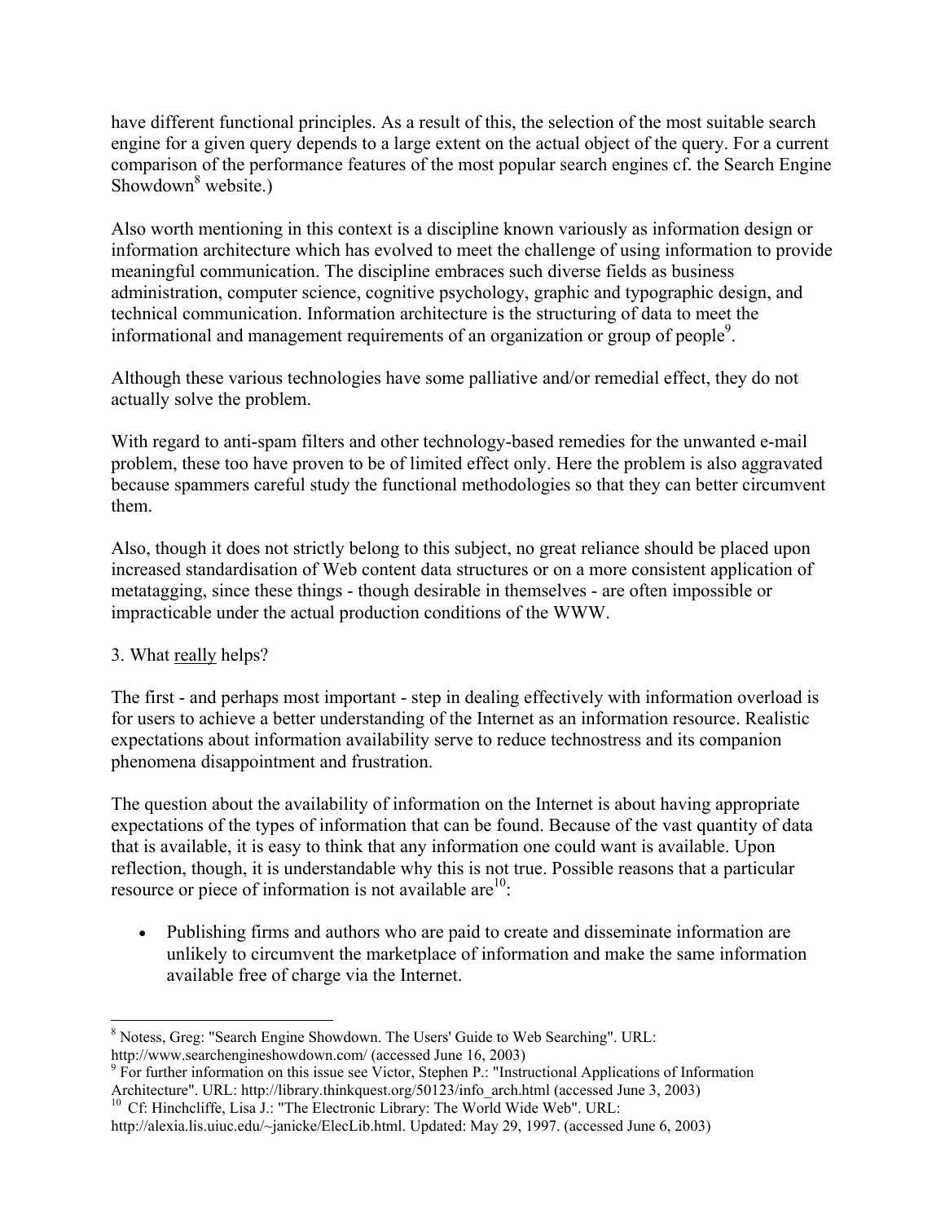have different functional principles. As a result of this, the selection of the most suitable search engine for a given query depends to a large extent on the actual object of the query. For a current comparison of the performance features of the most popular search engines cf. the Search Engine Showdown[8] website.)

Also worth mentioning in this context is a discipline known variously as information design or information architecture which has evolved to meet the challenge of using information to provide meaningful communication. The discipline embraces such diverse fields as business administration, computer science, cognitive psychology, graphic and typographic design, and technical communication. Information architecture is the structuring of data to meet the informational and management requirements of an organization or group of people[9].

Although these various technologies have some palliative and/or remedial effect, they do not actually solve the problem.

With regard to anti-spam filters and other technology-based remedies for the unwanted e-mail problem, these too have proven to be of limited effect only. Here the problem is also aggravated because spammers careful study the functional methodologies so that they can better circumvent them.

Also, though it does not strictly belong to this subject, no great reliance should be placed upon increased standardisation of Web content data structures or on a more consistent application of metatagging, since these things - though desirable in themselves - are often impossible or impracticable under the actual production conditions of the WWW.

## 3. What really helps?

The first - and perhaps most important - step in dealing effectively with information overload is for users to achieve a better understanding of the Internet as an information resource. Realistic expectations about information availability serve to reduce technostress and its companion phenomena disappointment and frustration.

The question about the availability of information on the Internet is about having appropriate expectations of the types of information that can be found. Because of the vast quantity of data that is available, it is easy to think that any information one could want is available. Upon reflection, though, it is understandable why this is not true. Possible reasons that a particular resource or piece of information is not available are[10]:

- Publishing firms and authors who are paid to create and disseminate information are unlikely to circumvent the marketplace of information and make the same information available free of charge via the Internet.

---

[8] Notess, Greg: "Search Engine Showdown. The Users' Guide to Web Searching". URL: http://www.searchengineshowdown.com/ (accessed June 16, 2003)

[9] For further information on this issue see Victor, Stephen P.: "Instructional Applications of Information Architecture". URL: http://library.thinkquest.org/50123/info_arch.html (accessed June 3, 2003)

[10] Cf: Hinchcliffe, Lisa J.: "The Electronic Library: The World Wide Web". URL: http://alexia.lis.uiuc.edu/~janicke/ElecLib.html. Updated: May 29, 1997. (accessed June 6, 2003)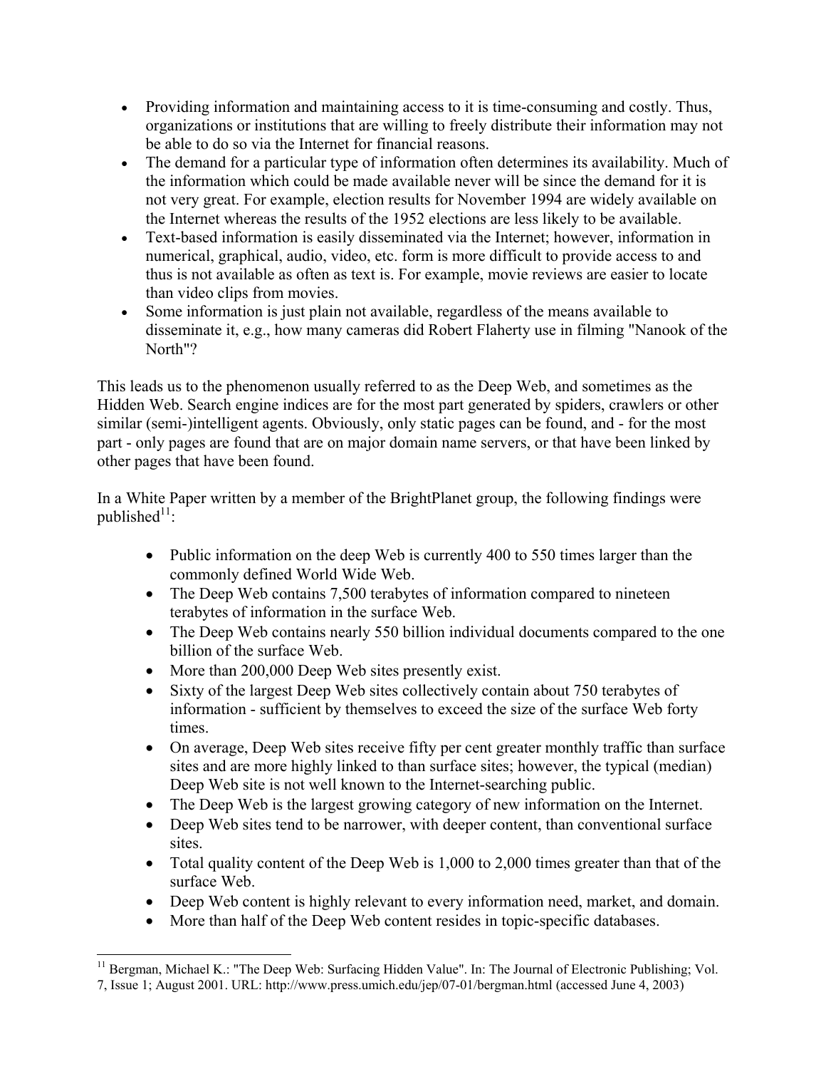- Providing information and maintaining access to it is time-consuming and costly. Thus, organizations or institutions that are willing to freely distribute their information may not be able to do so via the Internet for financial reasons.
- The demand for a particular type of information often determines its availability. Much of the information which could be made available never will be since the demand for it is not very great. For example, election results for November 1994 are widely available on the Internet whereas the results of the 1952 elections are less likely to be available.
- Text-based information is easily disseminated via the Internet; however, information in numerical, graphical, audio, video, etc. form is more difficult to provide access to and thus is not available as often as text is. For example, movie reviews are easier to locate than video clips from movies.
- Some information is just plain not available, regardless of the means available to disseminate it, e.g., how many cameras did Robert Flaherty use in filming "Nanook of the North"?

This leads us to the phenomenon usually referred to as the Deep Web, and sometimes as the Hidden Web. Search engine indices are for the most part generated by spiders, crawlers or other similar (semi-)intelligent agents. Obviously, only static pages can be found, and - for the most part - only pages are found that are on major domain name servers, or that have been linked by other pages that have been found.

In a White Paper written by a member of the BrightPlanet group, the following findings were published[11]:

- Public information on the deep Web is currently 400 to 550 times larger than the commonly defined World Wide Web.
- The Deep Web contains 7,500 terabytes of information compared to nineteen terabytes of information in the surface Web.
- The Deep Web contains nearly 550 billion individual documents compared to the one billion of the surface Web.
- More than 200,000 Deep Web sites presently exist.
- Sixty of the largest Deep Web sites collectively contain about 750 terabytes of information - sufficient by themselves to exceed the size of the surface Web forty times.
- On average, Deep Web sites receive fifty per cent greater monthly traffic than surface sites and are more highly linked to than surface sites; however, the typical (median) Deep Web site is not well known to the Internet-searching public.
- The Deep Web is the largest growing category of new information on the Internet.
- Deep Web sites tend to be narrower, with deeper content, than conventional surface sites.
- Total quality content of the Deep Web is 1,000 to 2,000 times greater than that of the surface Web.
- Deep Web content is highly relevant to every information need, market, and domain.
- More than half of the Deep Web content resides in topic-specific databases.

[11] Bergman, Michael K.: "The Deep Web: Surfacing Hidden Value". In: The Journal of Electronic Publishing; Vol. 7, Issue 1; August 2001. URL: http://www.press.umich.edu/jep/07-01/bergman.html (accessed June 4, 2003)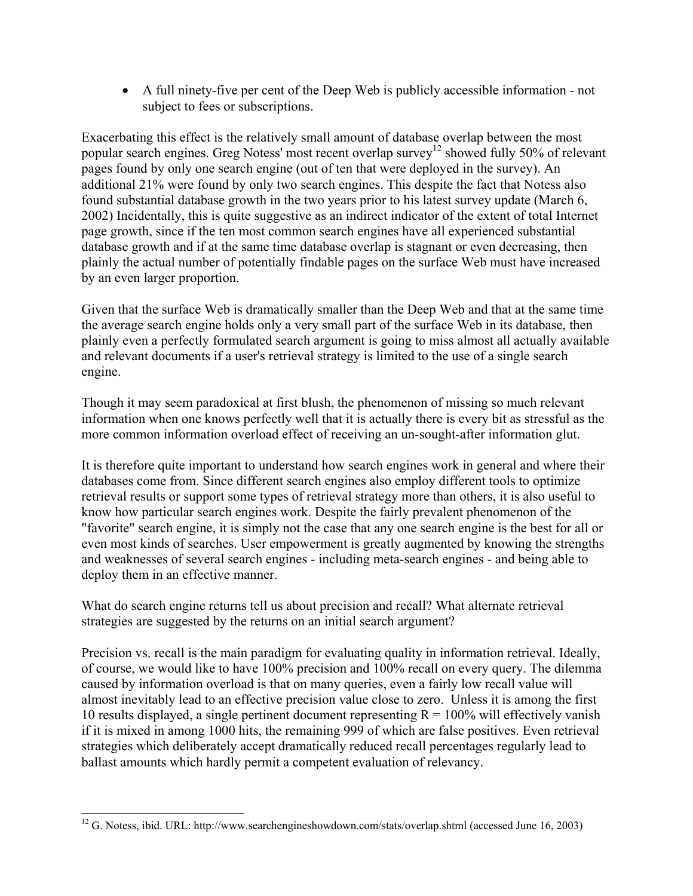- A full ninety-five per cent of the Deep Web is publicly accessible information - not subject to fees or subscriptions.

Exacerbating this effect is the relatively small amount of database overlap between the most popular search engines. Greg Notess' most recent overlap survey[12] showed fully 50% of relevant pages found by only one search engine (out of ten that were deployed in the survey). An additional 21% were found by only two search engines. This despite the fact that Notess also found substantial database growth in the two years prior to his latest survey update (March 6, 2002) Incidentally, this is quite suggestive as an indirect indicator of the extent of total Internet page growth, since if the ten most common search engines have all experienced substantial database growth and if at the same time database overlap is stagnant or even decreasing, then plainly the actual number of potentially findable pages on the surface Web must have increased by an even larger proportion.

Given that the surface Web is dramatically smaller than the Deep Web and that at the same time the average search engine holds only a very small part of the surface Web in its database, then plainly even a perfectly formulated search argument is going to miss almost all actually available and relevant documents if a user's retrieval strategy is limited to the use of a single search engine.

Though it may seem paradoxical at first blush, the phenomenon of missing so much relevant information when one knows perfectly well that it is actually there is every bit as stressful as the more common information overload effect of receiving an un-sought-after information glut.

It is therefore quite important to understand how search engines work in general and where their databases come from. Since different search engines also employ different tools to optimize retrieval results or support some types of retrieval strategy more than others, it is also useful to know how particular search engines work. Despite the fairly prevalent phenomenon of the "favorite" search engine, it is simply not the case that any one search engine is the best for all or even most kinds of searches. User empowerment is greatly augmented by knowing the strengths and weaknesses of several search engines - including meta-search engines - and being able to deploy them in an effective manner.

What do search engine returns tell us about precision and recall? What alternate retrieval strategies are suggested by the returns on an initial search argument?

Precision vs. recall is the main paradigm for evaluating quality in information retrieval. Ideally, of course, we would like to have 100% precision and 100% recall on every query. The dilemma caused by information overload is that on many queries, even a fairly low recall value will almost inevitably lead to an effective precision value close to zero. Unless it is among the first 10 results displayed, a single pertinent document representing $R = 100\%$ will effectively vanish if it is mixed in among 1000 hits, the remaining 999 of which are false positives. Even retrieval strategies which deliberately accept dramatically reduced recall percentages regularly lead to ballast amounts which hardly permit a competent evaluation of relevancy.

---

[12] G. Notess, ibid. URL: http://www.searchengineshowdown.com/stats/overlap.shtml (accessed June 16, 2003)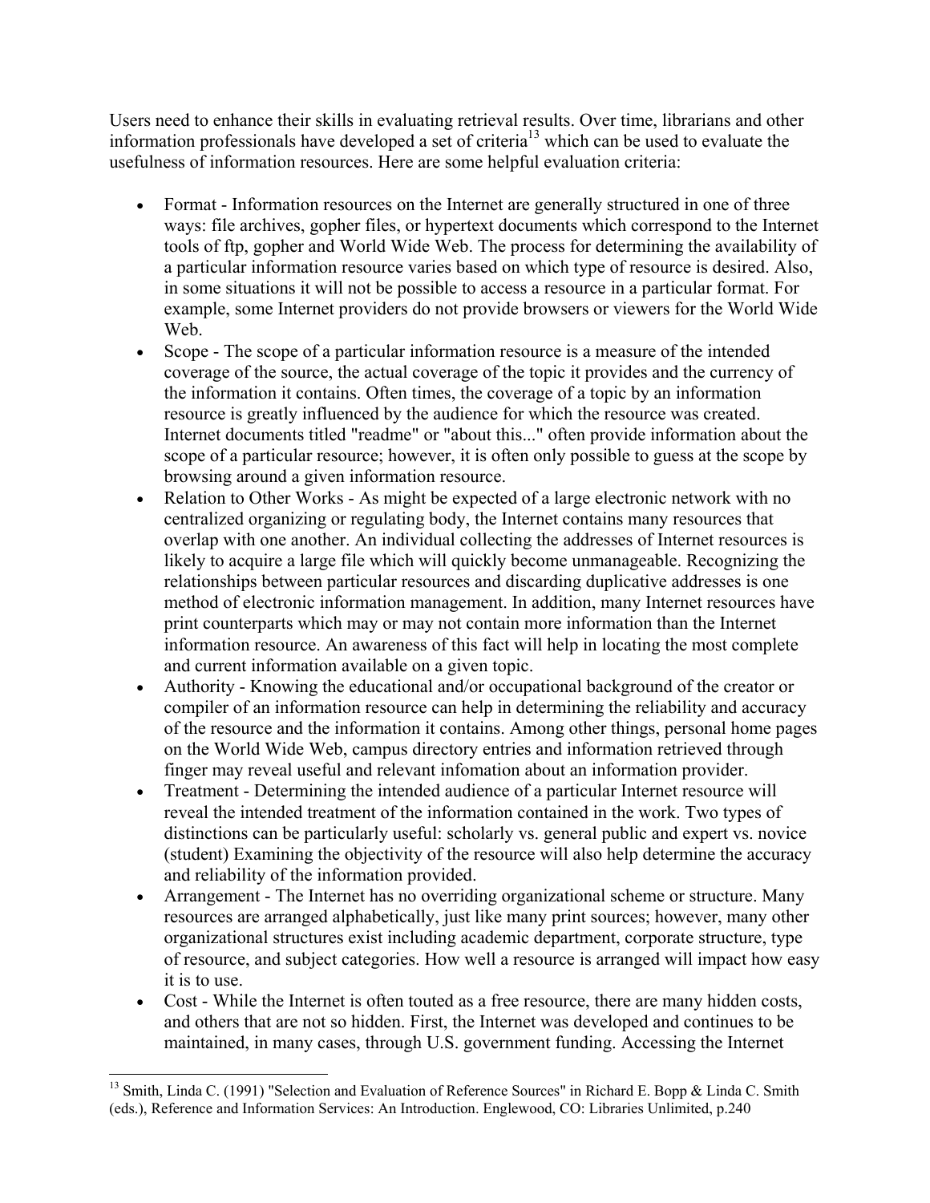Users need to enhance their skills in evaluating retrieval results. Over time, librarians and other information professionals have developed a set of criteria[13] which can be used to evaluate the usefulness of information resources. Here are some helpful evaluation criteria:

- Format - Information resources on the Internet are generally structured in one of three ways: file archives, gopher files, or hypertext documents which correspond to the Internet tools of ftp, gopher and World Wide Web. The process for determining the availability of a particular information resource varies based on which type of resource is desired. Also, in some situations it will not be possible to access a resource in a particular format. For example, some Internet providers do not provide browsers or viewers for the World Wide Web.
- Scope - The scope of a particular information resource is a measure of the intended coverage of the source, the actual coverage of the topic it provides and the currency of the information it contains. Often times, the coverage of a topic by an information resource is greatly influenced by the audience for which the resource was created. Internet documents titled "readme" or "about this..." often provide information about the scope of a particular resource; however, it is often only possible to guess at the scope by browsing around a given information resource.
- Relation to Other Works - As might be expected of a large electronic network with no centralized organizing or regulating body, the Internet contains many resources that overlap with one another. An individual collecting the addresses of Internet resources is likely to acquire a large file which will quickly become unmanageable. Recognizing the relationships between particular resources and discarding duplicative addresses is one method of electronic information management. In addition, many Internet resources have print counterparts which may or may not contain more information than the Internet information resource. An awareness of this fact will help in locating the most complete and current information available on a given topic.
- Authority - Knowing the educational and/or occupational background of the creator or compiler of an information resource can help in determining the reliability and accuracy of the resource and the information it contains. Among other things, personal home pages on the World Wide Web, campus directory entries and information retrieved through finger may reveal useful and relevant infomation about an information provider.
- Treatment - Determining the intended audience of a particular Internet resource will reveal the intended treatment of the information contained in the work. Two types of distinctions can be particularly useful: scholarly vs. general public and expert vs. novice (student) Examining the objectivity of the resource will also help determine the accuracy and reliability of the information provided.
- Arrangement - The Internet has no overriding organizational scheme or structure. Many resources are arranged alphabetically, just like many print sources; however, many other organizational structures exist including academic department, corporate structure, type of resource, and subject categories. How well a resource is arranged will impact how easy it is to use.
- Cost - While the Internet is often touted as a free resource, there are many hidden costs, and others that are not so hidden. First, the Internet was developed and continues to be maintained, in many cases, through U.S. government funding. Accessing the Internet

[13] Smith, Linda C. (1991) "Selection and Evaluation of Reference Sources" in Richard E. Bopp & Linda C. Smith (eds.), Reference and Information Services: An Introduction. Englewood, CO: Libraries Unlimited, p.240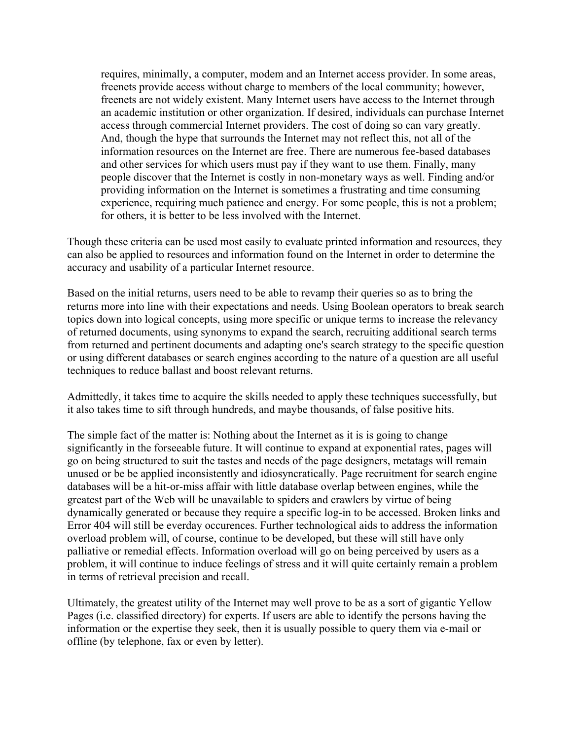> requires, minimally, a computer, modem and an Internet access provider. In some areas, freenets provide access without charge to members of the local community; however, freenets are not widely existent. Many Internet users have access to the Internet through an academic institution or other organization. If desired, individuals can purchase Internet access through commercial Internet providers. The cost of doing so can vary greatly. And, though the hype that surrounds the Internet may not reflect this, not all of the information resources on the Internet are free. There are numerous fee-based databases and other services for which users must pay if they want to use them. Finally, many people discover that the Internet is costly in non-monetary ways as well. Finding and/or providing information on the Internet is sometimes a frustrating and time consuming experience, requiring much patience and energy. For some people, this is not a problem; for others, it is better to be less involved with the Internet.

Though these criteria can be used most easily to evaluate printed information and resources, they can also be applied to resources and information found on the Internet in order to determine the accuracy and usability of a particular Internet resource.

Based on the initial returns, users need to be able to revamp their queries so as to bring the returns more into line with their expectations and needs. Using Boolean operators to break search topics down into logical concepts, using more specific or unique terms to increase the relevancy of returned documents, using synonyms to expand the search, recruiting additional search terms from returned and pertinent documents and adapting one's search strategy to the specific question or using different databases or search engines according to the nature of a question are all useful techniques to reduce ballast and boost relevant returns.

Admittedly, it takes time to acquire the skills needed to apply these techniques successfully, but it also takes time to sift through hundreds, and maybe thousands, of false positive hits.

The simple fact of the matter is: Nothing about the Internet as it is is going to change significantly in the forseeable future. It will continue to expand at exponential rates, pages will go on being structured to suit the tastes and needs of the page designers, metatags will remain unused or be be applied inconsistently and idiosyncratically. Page recruitment for search engine databases will be a hit-or-miss affair with little database overlap between engines, while the greatest part of the Web will be unavailable to spiders and crawlers by virtue of being dynamically generated or because they require a specific log-in to be accessed. Broken links and Error 404 will still be everday occurences. Further technological aids to address the information overload problem will, of course, continue to be developed, but these will still have only palliative or remedial effects. Information overload will go on being perceived by users as a problem, it will continue to induce feelings of stress and it will quite certainly remain a problem in terms of retrieval precision and recall.

Ultimately, the greatest utility of the Internet may well prove to be as a sort of gigantic Yellow Pages (i.e. classified directory) for experts. If users are able to identify the persons having the information or the expertise they seek, then it is usually possible to query them via e-mail or offline (by telephone, fax or even by letter).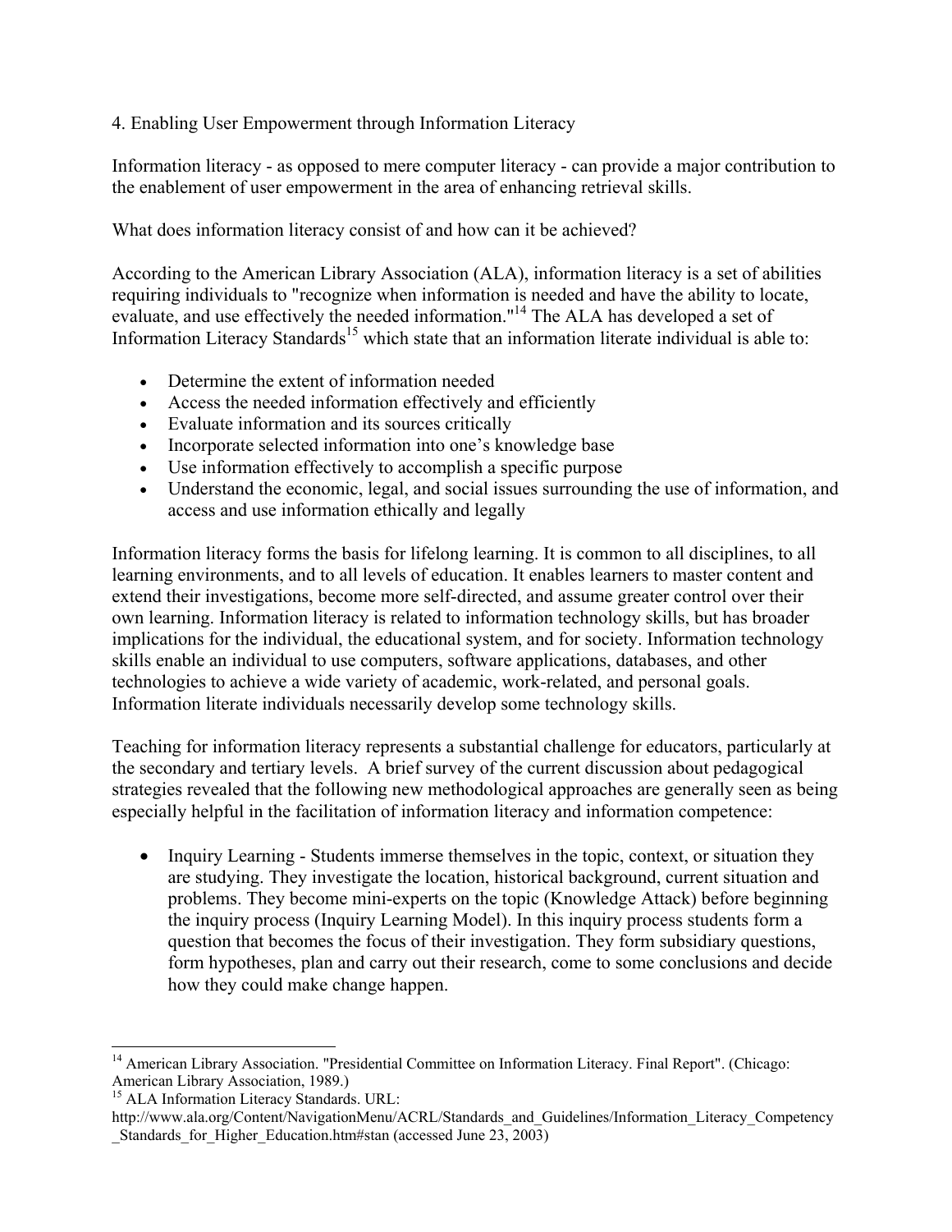## 4. Enabling User Empowerment through Information Literacy

Information literacy - as opposed to mere computer literacy - can provide a major contribution to the enablement of user empowerment in the area of enhancing retrieval skills.

What does information literacy consist of and how can it be achieved?

According to the American Library Association (ALA), information literacy is a set of abilities requiring individuals to "recognize when information is needed and have the ability to locate, evaluate, and use effectively the needed information."[14] The ALA has developed a set of Information Literacy Standards[15] which state that an information literate individual is able to:

- Determine the extent of information needed
- Access the needed information effectively and efficiently
- Evaluate information and its sources critically
- Incorporate selected information into one's knowledge base
- Use information effectively to accomplish a specific purpose
- Understand the economic, legal, and social issues surrounding the use of information, and access and use information ethically and legally

Information literacy forms the basis for lifelong learning. It is common to all disciplines, to all learning environments, and to all levels of education. It enables learners to master content and extend their investigations, become more self-directed, and assume greater control over their own learning. Information literacy is related to information technology skills, but has broader implications for the individual, the educational system, and for society. Information technology skills enable an individual to use computers, software applications, databases, and other technologies to achieve a wide variety of academic, work-related, and personal goals. Information literate individuals necessarily develop some technology skills.

Teaching for information literacy represents a substantial challenge for educators, particularly at the secondary and tertiary levels. A brief survey of the current discussion about pedagogical strategies revealed that the following new methodological approaches are generally seen as being especially helpful in the facilitation of information literacy and information competence:

- Inquiry Learning - Students immerse themselves in the topic, context, or situation they are studying. They investigate the location, historical background, current situation and problems. They become mini-experts on the topic (Knowledge Attack) before beginning the inquiry process (Inquiry Learning Model). In this inquiry process students form a question that becomes the focus of their investigation. They form subsidiary questions, form hypotheses, plan and carry out their research, come to some conclusions and decide how they could make change happen.

---

[14] American Library Association. "Presidential Committee on Information Literacy. Final Report". (Chicago: American Library Association, 1989.)

[15] ALA Information Literacy Standards. URL: http://www.ala.org/Content/NavigationMenu/ACRL/Standards_and_Guidelines/Information_Literacy_Competency_Standards_for_Higher_Education.htm#stan (accessed June 23, 2003)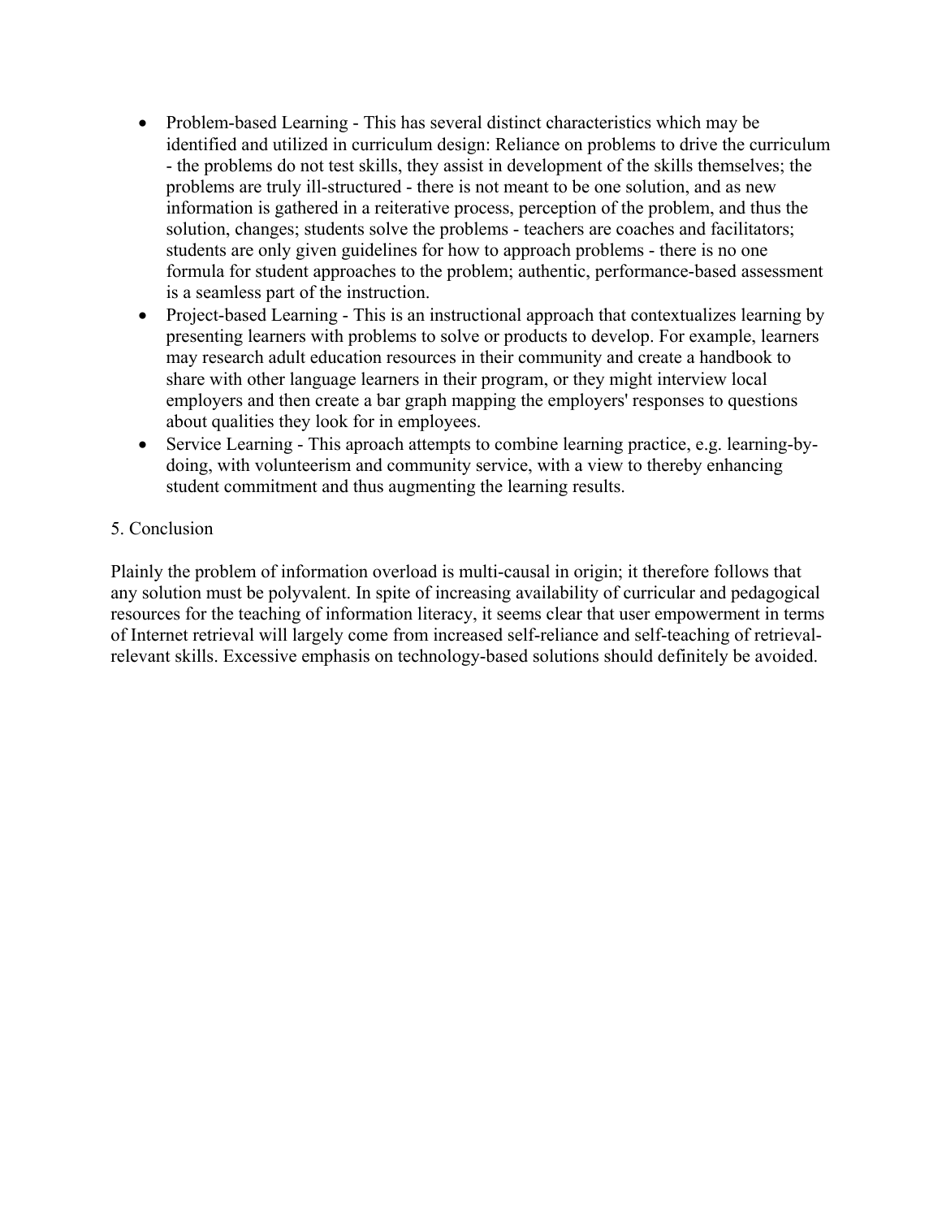- Problem-based Learning - This has several distinct characteristics which may be identified and utilized in curriculum design: Reliance on problems to drive the curriculum - the problems do not test skills, they assist in development of the skills themselves; the problems are truly ill-structured - there is not meant to be one solution, and as new information is gathered in a reiterative process, perception of the problem, and thus the solution, changes; students solve the problems - teachers are coaches and facilitators; students are only given guidelines for how to approach problems - there is no one formula for student approaches to the problem; authentic, performance-based assessment is a seamless part of the instruction.
- Project-based Learning - This is an instructional approach that contextualizes learning by presenting learners with problems to solve or products to develop. For example, learners may research adult education resources in their community and create a handbook to share with other language learners in their program, or they might interview local employers and then create a bar graph mapping the employers' responses to questions about qualities they look for in employees.
- Service Learning - This aproach attempts to combine learning practice, e.g. learning-by-doing, with volunteerism and community service, with a view to thereby enhancing student commitment and thus augmenting the learning results.

## 5. Conclusion

Plainly the problem of information overload is multi-causal in origin; it therefore follows that any solution must be polyvalent. In spite of increasing availability of curricular and pedagogical resources for the teaching of information literacy, it seems clear that user empowerment in terms of Internet retrieval will largely come from increased self-reliance and self-teaching of retrieval-relevant skills. Excessive emphasis on technology-based solutions should definitely be avoided.